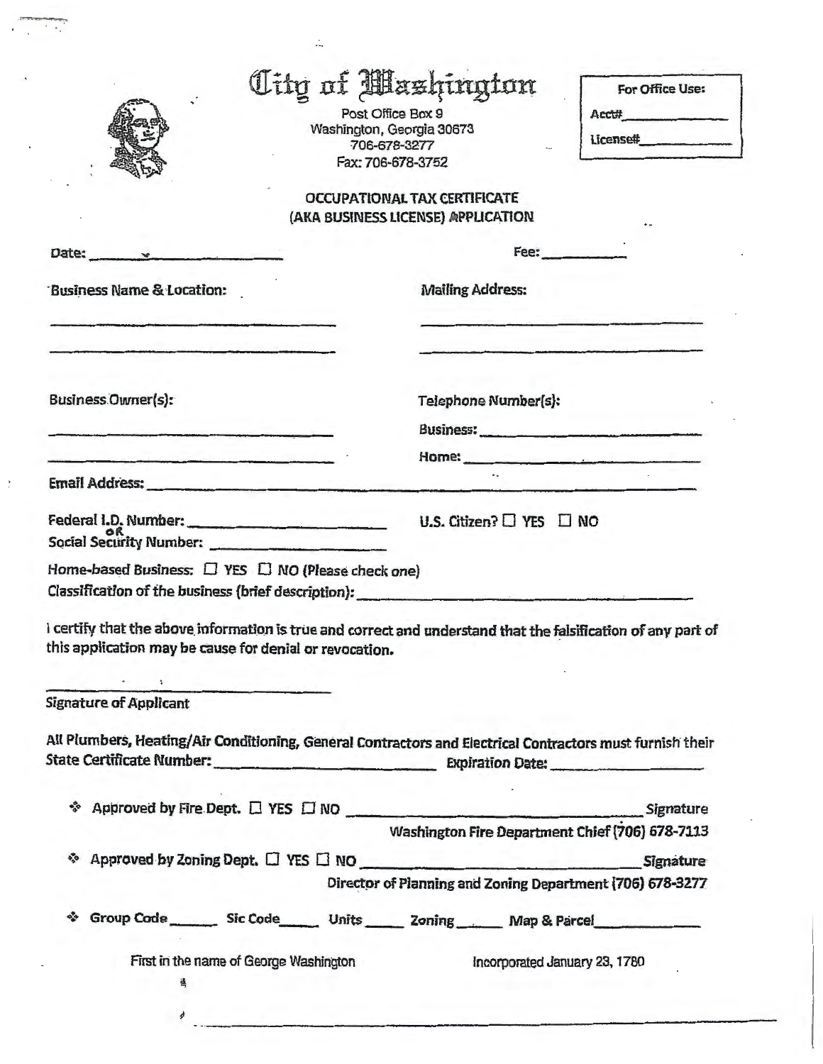# City of Washington

Post Office Box 9
Washington, Georgia 30673
706-678-3277
Fax: 706-678-3752

**For Office Use:**
Acct# ____________
License# ____________

## OCCUPATIONAL TAX CERTIFICATE
## (AKA BUSINESS LICENSE) APPLICATION

Date: ____________________ Fee: __________

Business Name & Location:
______________________________
______________________________

Mailing Address:
______________________________
______________________________

Business Owner(s):
______________________________
______________________________

Telephone Number(s):
Business: ______________________________
Home: ______________________________

Email Address: ____________________________________________________________

Federal I.D. Number: ______________________ U.S. Citizen? ☐ YES ☐ NO
OR
Social Security Number: ______________________

Home-based Business: ☐ YES ☐ NO (Please check one)
Classification of the business (brief description): ______________________________

I certify that the above information is true and correct and understand that the falsification of any part of this application may be cause for denial or revocation.

______________________________
Signature of Applicant

All Plumbers, Heating/Air Conditioning, General Contractors and Electrical Contractors must furnish their State Certificate Number: ______________________ Expiration Date: ______________

- Approved by Fire Dept. ☐ YES ☐ NO ______________________________ Signature
  Washington Fire Department Chief (706) 678-7113
- Approved by Zoning Dept. ☐ YES ☐ NO ______________________________ Signature
  Director of Planning and Zoning Department (706) 678-3277
- Group Code ______ Sic Code ______ Units ______ Zoning ______ Map & Parcel ____________

First in the name of George Washington Incorporated January 23, 1780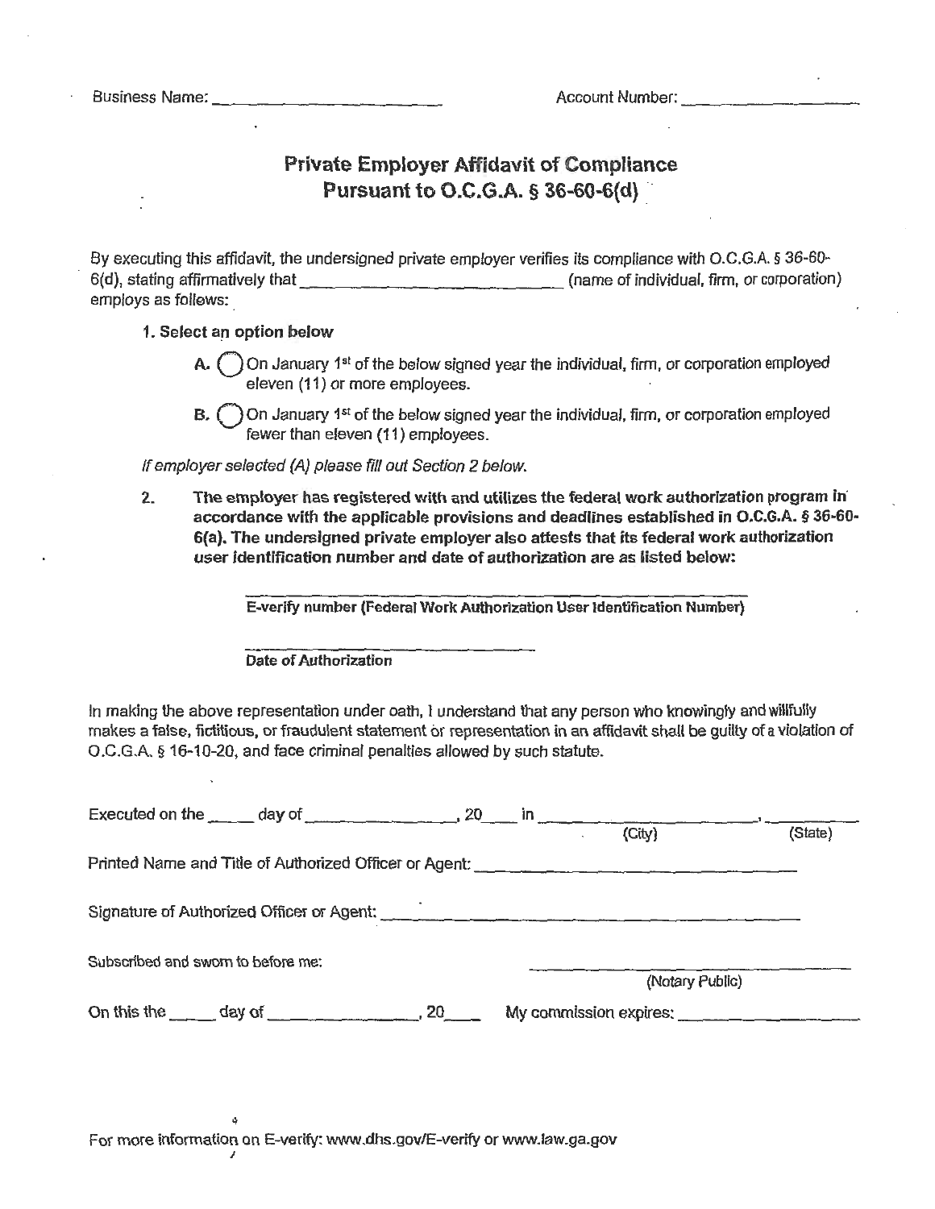Business Name: ______________________ Account Number: ____________________

## Private Employer Affidavit of Compliance
## Pursuant to O.C.G.A. § 36-60-6(d)

By executing this affidavit, the undersigned private employer verifies its compliance with O.C.G.A. § 36-60-6(d), stating affirmatively that ____________________________ (name of individual, firm, or corporation) employs as follows:

**1. Select an option below**

**A.** ◯ On January 1st of the below signed year the individual, firm, or corporation employed eleven (11) or more employees.

**B.** ◯ On January 1st of the below signed year the individual, firm, or corporation employed fewer than eleven (11) employees.

*If employer selected (A) please fill out Section 2 below.*

**2. The employer has registered with and utilizes the federal work authorization program in accordance with the applicable provisions and deadlines established in O.C.G.A. § 36-60-6(a). The undersigned private employer also attests that its federal work authorization user identification number and date of authorization are as listed below:**

_______________________________________________
**E-verify number (Federal Work Authorization User Identification Number)**

_______________________________
**Date of Authorization**

In making the above representation under oath, I understand that any person who knowingly and willfully makes a false, fictitious, or fraudulent statement or representation in an affidavit shall be guilty of a violation of O.C.G.A. § 16-10-20, and face criminal penalties allowed by such statute.

Executed on the _____ day of _______________, 20____ in ________________________ (City), __________ (State)

Printed Name and Title of Authorized Officer or Agent: ____________________________________

Signature of Authorized Officer or Agent: ____________________________________

Subscribed and sworn to before me: ______________________________ (Notary Public)

On this the _____ day of _______________, 20____ My commission expires: ____________________

For more information on E-verify: www.dhs.gov/E-verify or www.law.ga.gov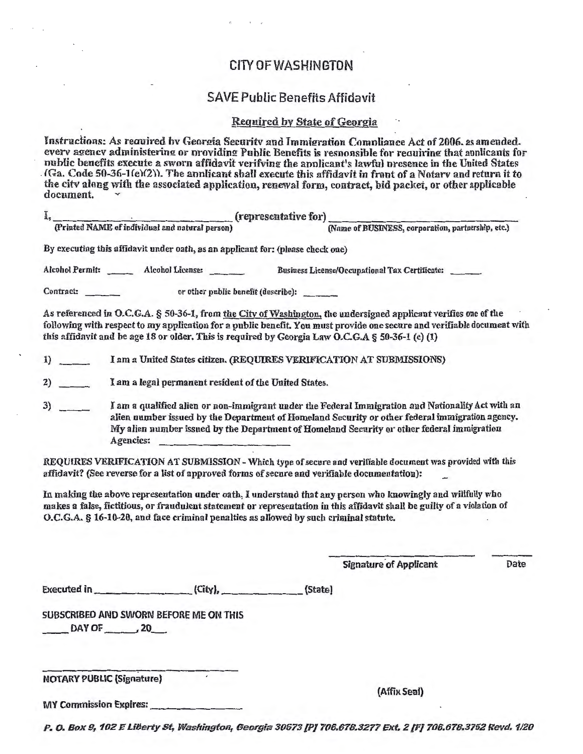# CITY OF WASHINGTON

## SAVE Public Benefits Affidavit

**Required by State of Georgia**

**Instructions: As required by Georgia Security and Immigration Compliance Act of 2006, as amended, every agency administering or providing Public Benefits is responsible for requiring that applicants for public benefits execute a sworn affidavit verifying the applicant's lawful presence in the United States (Ga. Code 50-36-1(e)(2)). The applicant shall execute this affidavit in front of a Notary and return it to the city along with the associated application, renewal form, contract, bid packet, or other applicable document.**

I, ______________________________ (representative for) ______________________________
(Printed NAME of individual and natural person) (Name of BUSINESS, corporation, partnership, etc.)

By executing this affidavit under oath, as an applicant for: (please check one)

Alcohol Permit: _____ Alcohol License: _______ Business License/Occupational Tax Certificate: ______

Contract: _______ or other public benefit (describe): _______

As referenced in O.C.G.A. § 50-36-1, from the City of Washington, the undersigned applicant verifies one of the following with respect to my application for a public benefit. You must provide one secure and verifiable document with this affidavit and be age 18 or older. This is required by Georgia Law O.C.G.A § 50-36-1 (e) (1)

1) _____ I am a United States citizen. (REQUIRES VERIFICATION AT SUBMISSIONS)

2) _____ I am a legal permanent resident of the United States.

3) _____ I am a qualified alien or non-immigrant under the Federal Immigration and Nationality Act with an alien number issued by the Department of Homeland Security or other federal immigration agency. My alien number issued by the Department of Homeland Security or other federal immigration Agencies: ______________________

REQUIRES VERIFICATION AT SUBMISSION - Which type of secure and verifiable document was provided with this affidavit? (See reverse for a list of approved forms of secure and verifiable documentation):

In making the above representation under oath, I understand that any person who knowingly and willfully who makes a false, fictitious, or fraudulent statement or representation in this affidavit shall be guilty of a violation of O.C.G.A. § 16-10-20, and face criminal penalties as allowed by such criminal statute.

______________________________ ________
Signature of Applicant Date

Executed in ________________ (City), ______________ (State)

SUBSCRIBED AND SWORN BEFORE ME ON THIS
_____ DAY OF ______, 20___

______________________________
NOTARY PUBLIC (Signature)

(Affix Seal)

MY Commission Expires: ________________

*P. O. Box 9, 102 E Liberty St, Washington, Georgia 30673 [P] 706.678.3277 Ext. 2 [F] 706.678.3752 Revd. 1/20*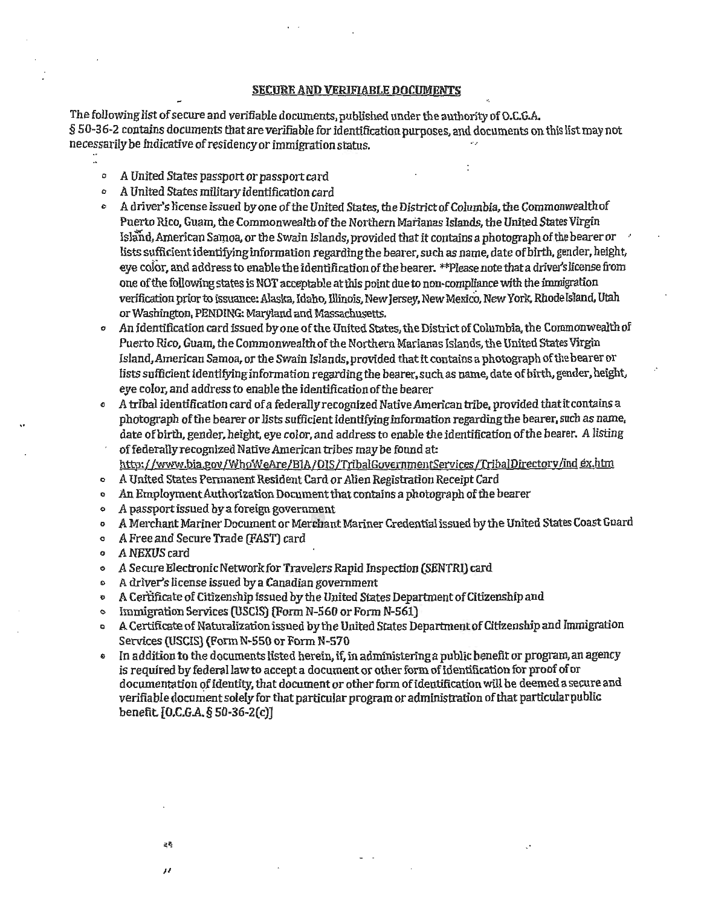## SECURE AND VERIFIABLE DOCUMENTS

The following list of secure and verifiable documents, published under the authority of O.C.G.A. § 50-36-2 contains documents that are verifiable for identification purposes, and documents on this list may not necessarily be indicative of residency or immigration status.

- A United States passport or passport card
- A United States military identification card
- A driver's license issued by one of the United States, the District of Columbia, the Commonwealth of Puerto Rico, Guam, the Commonwealth of the Northern Marianas Islands, the United States Virgin Island, American Samoa, or the Swain Islands, provided that it contains a photograph of the bearer or lists sufficient identifying information regarding the bearer, such as name, date of birth, gender, height, eye color, and address to enable the identification of the bearer. **Please note that a driver's license from one of the following states is NOT acceptable at this point due to non-compliance with the immigration verification prior to issuance: Alaska, Idaho, Illinois, New Jersey, New Mexico, New York, Rhode Island, Utah or Washington, PENDING: Maryland and Massachusetts.
- An identification card issued by one of the United States, the District of Columbia, the Commonwealth of Puerto Rico, Guam, the Commonwealth of the Northern Marianas Islands, the United States Virgin Island, American Samoa, or the Swain Islands, provided that it contains a photograph of the bearer or lists sufficient identifying information regarding the bearer, such as name, date of birth, gender, height, eye color, and address to enable the identification of the bearer
- A tribal identification card of a federally recognized Native American tribe, provided that it contains a photograph of the bearer or lists sufficient identifying information regarding the bearer, such as name, date of birth, gender, height, eye color, and address to enable the identification of the bearer. *A listing of federally recognized Native American tribes may be found at:* http://www.bia.gov/WhoWeAre/BIA/OIS/TribalGovernmentServices/TribalDirectory/index.htm
- A United States Permanent Resident Card or Alien Registration Receipt Card
- An Employment Authorization Document that contains a photograph of the bearer
- A passport issued by a foreign government
- A Merchant Mariner Document or Merchant Mariner Credential issued by the United States Coast Guard
- A Free and Secure Trade (FAST) card
- A NEXUS card
- A Secure Electronic Network for Travelers Rapid Inspection (SENTRI) card
- A driver's license issued by a Canadian government
- A Certificate of Citizenship issued by the United States Department of Citizenship and
- Immigration Services (USCIS) (Form N-560 or Form N-561)
- A Certificate of Naturalization issued by the United States Department of Citizenship and Immigration Services (USCIS) (Form N-550 or Form N-570
- In addition to the documents listed herein, if, in administering a public benefit or program, an agency is required by federal law to accept a document or other form of identification for proof of or documentation of identity, that document or other form of identification will be deemed a secure and verifiable document solely for that particular program or administration of that particular public benefit. [O.C.G.A. § 50-36-2(c)]